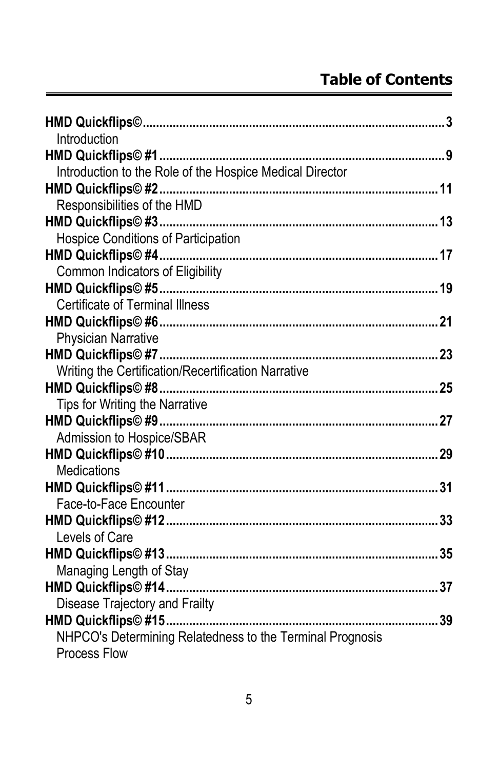## Table of Contents

**HMD Quickflips©** ........................................................................................ **3**
Introduction

**HMD Quickflips© #1** ..................................................................................... **9**
Introduction to the Role of the Hospice Medical Director

**HMD Quickflips© #2** ..................................................................................... **11**
Responsibilities of the HMD

**HMD Quickflips© #3** ..................................................................................... **13**
Hospice Conditions of Participation

**HMD Quickflips© #4** ..................................................................................... **17**
Common Indicators of Eligibility

**HMD Quickflips© #5** ..................................................................................... **19**
Certificate of Terminal Illness

**HMD Quickflips© #6** ..................................................................................... **21**
Physician Narrative

**HMD Quickflips© #7** ..................................................................................... **23**
Writing the Certification/Recertification Narrative

**HMD Quickflips© #8** ..................................................................................... **25**
Tips for Writing the Narrative

**HMD Quickflips© #9** ..................................................................................... **27**
Admission to Hospice/SBAR

**HMD Quickflips© #10** ................................................................................... **29**
Medications

**HMD Quickflips© #11** ................................................................................... **31**
Face-to-Face Encounter

**HMD Quickflips© #12** ................................................................................... **33**
Levels of Care

**HMD Quickflips© #13** ................................................................................... **35**
Managing Length of Stay

**HMD Quickflips© #14** ................................................................................... **37**
Disease Trajectory and Frailty

**HMD Quickflips© #15** ................................................................................... **39**
NHPCO's Determining Relatedness to the Terminal Prognosis
Process Flow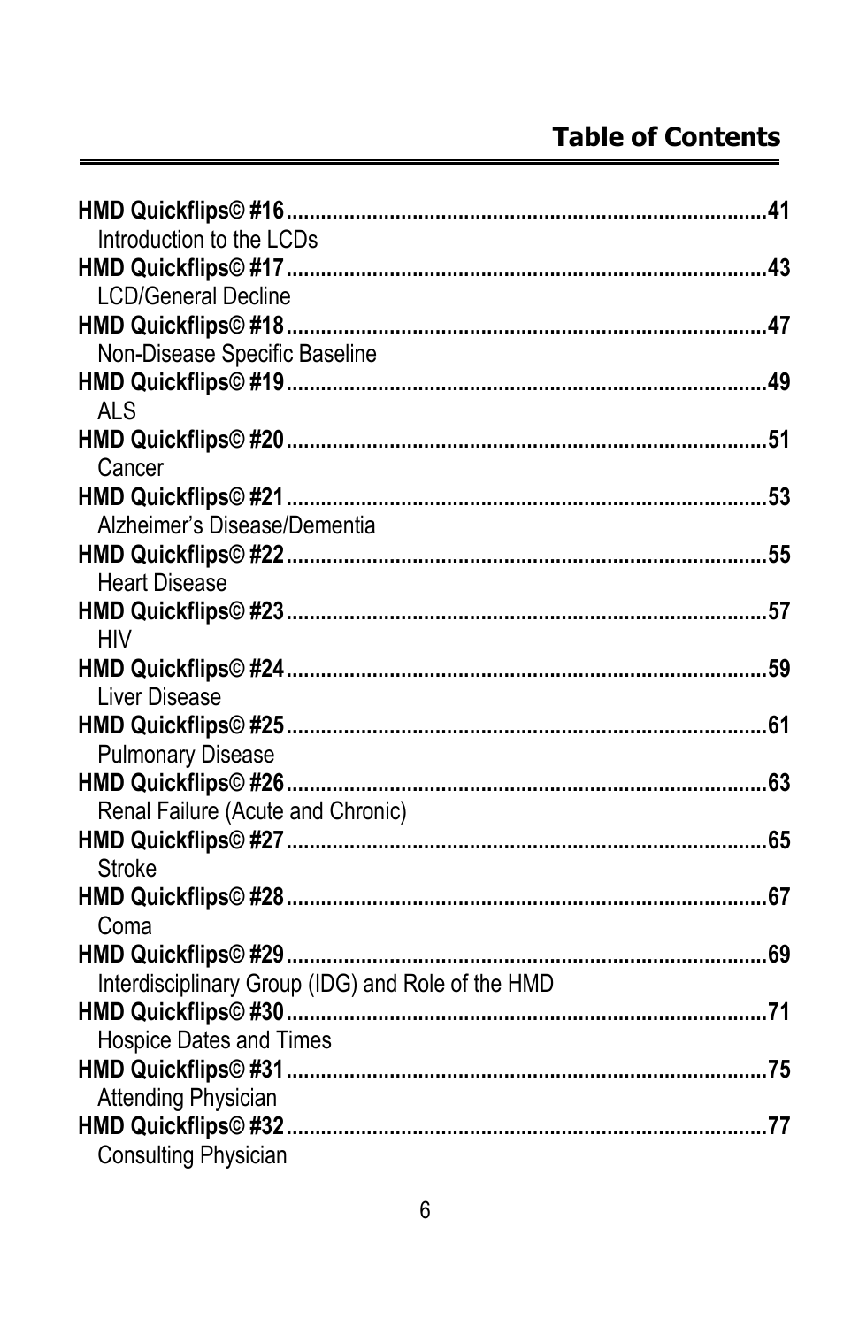## Table of Contents

**HMD Quickflips© #16....................................................................................41**
Introduction to the LCDs

**HMD Quickflips© #17....................................................................................43**
LCD/General Decline

**HMD Quickflips© #18....................................................................................47**
Non-Disease Specific Baseline

**HMD Quickflips© #19....................................................................................49**
ALS

**HMD Quickflips© #20....................................................................................51**
Cancer

**HMD Quickflips© #21....................................................................................53**
Alzheimer's Disease/Dementia

**HMD Quickflips© #22....................................................................................55**
Heart Disease

**HMD Quickflips© #23....................................................................................57**
HIV

**HMD Quickflips© #24....................................................................................59**
Liver Disease

**HMD Quickflips© #25....................................................................................61**
Pulmonary Disease

**HMD Quickflips© #26....................................................................................63**
Renal Failure (Acute and Chronic)

**HMD Quickflips© #27....................................................................................65**
Stroke

**HMD Quickflips© #28....................................................................................67**
Coma

**HMD Quickflips© #29....................................................................................69**
Interdisciplinary Group (IDG) and Role of the HMD

**HMD Quickflips© #30....................................................................................71**
Hospice Dates and Times

**HMD Quickflips© #31....................................................................................75**
Attending Physician

**HMD Quickflips© #32....................................................................................77**
Consulting Physician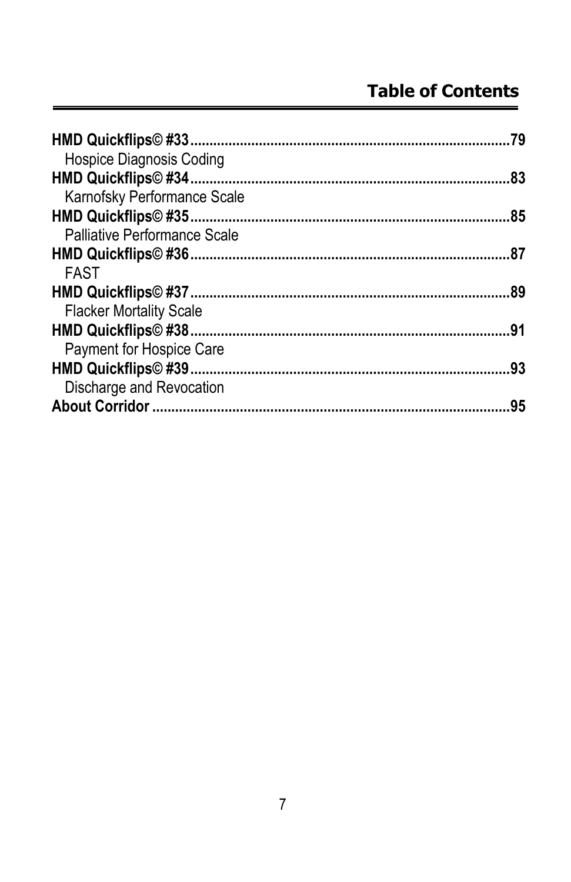## Table of Contents

**HMD Quickflips© #33** .......................................................................................79
Hospice Diagnosis Coding
**HMD Quickflips© #34** .......................................................................................83
Karnofsky Performance Scale
**HMD Quickflips© #35** .......................................................................................85
Palliative Performance Scale
**HMD Quickflips© #36** .......................................................................................87
FAST
**HMD Quickflips© #37** .......................................................................................89
Flacker Mortality Scale
**HMD Quickflips© #38** .......................................................................................91
Payment for Hospice Care
**HMD Quickflips© #39** .......................................................................................93
Discharge and Revocation
**About Corridor** ................................................................................................95